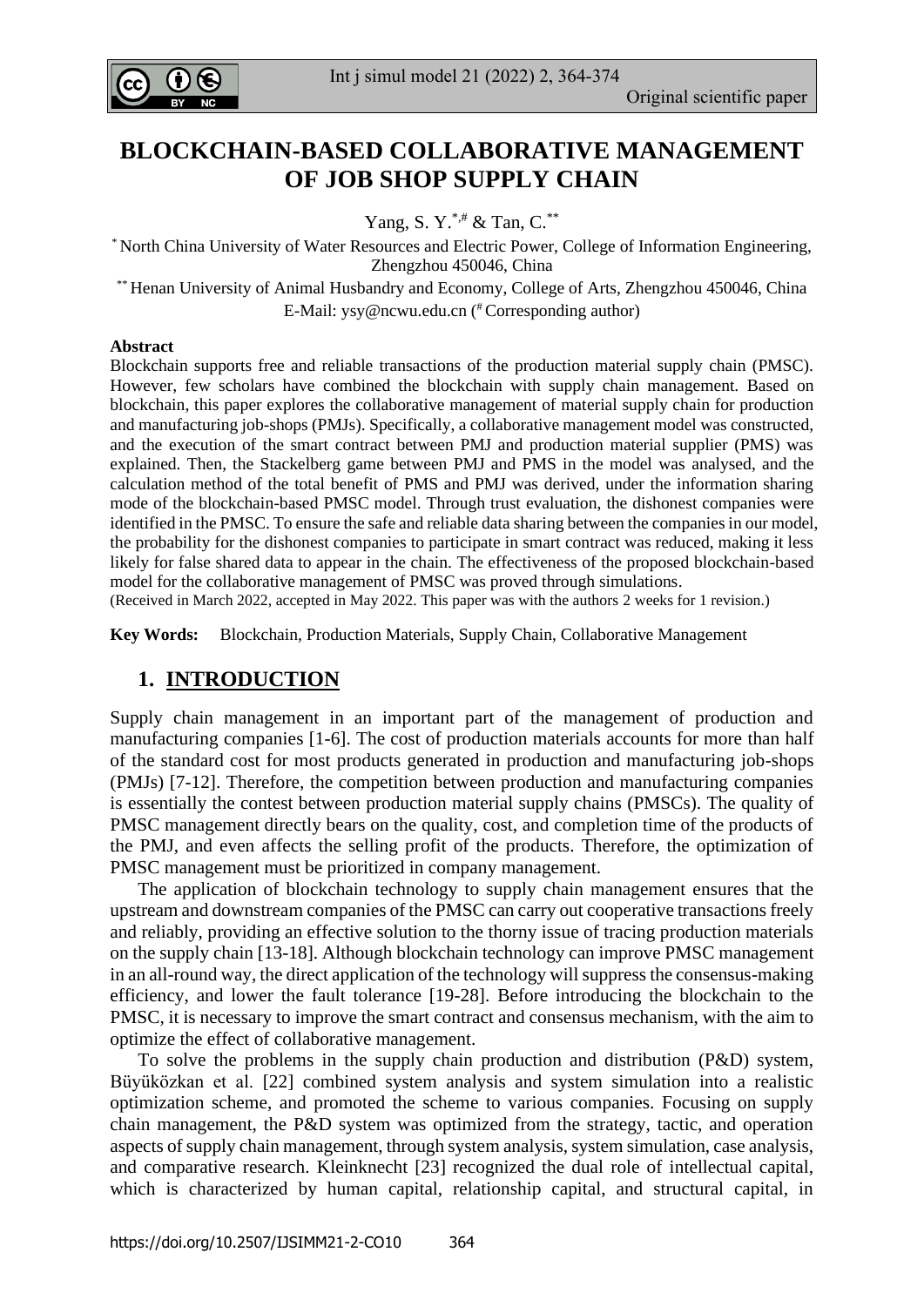# BLOCKCHAIN-BASED COLLABORATIVE MANAGEMENT OF JOB SHOP SUPPLY CHAIN

Yang, S. Y.[*,#] & Tan, C.[**]

[*] North China University of Water Resources and Electric Power, College of Information Engineering, Zhengzhou 450046, China

[**] Henan University of Animal Husbandry and Economy, College of Arts, Zhengzhou 450046, China

E-Mail: ysy@ncwu.edu.cn ([#] Corresponding author)

**Abstract**

Blockchain supports free and reliable transactions of the production material supply chain (PMSC). However, few scholars have combined the blockchain with supply chain management. Based on blockchain, this paper explores the collaborative management of material supply chain for production and manufacturing job-shops (PMJs). Specifically, a collaborative management model was constructed, and the execution of the smart contract between PMJ and production material supplier (PMS) was explained. Then, the Stackelberg game between PMJ and PMS in the model was analysed, and the calculation method of the total benefit of PMS and PMJ was derived, under the information sharing mode of the blockchain-based PMSC model. Through trust evaluation, the dishonest companies were identified in the PMSC. To ensure the safe and reliable data sharing between the companies in our model, the probability for the dishonest companies to participate in smart contract was reduced, making it less likely for false shared data to appear in the chain. The effectiveness of the proposed blockchain-based model for the collaborative management of PMSC was proved through simulations.

(Received in March 2022, accepted in May 2022. This paper was with the authors 2 weeks for 1 revision.)

**Key Words:** Blockchain, Production Materials, Supply Chain, Collaborative Management

## 1. INTRODUCTION

Supply chain management in an important part of the management of production and manufacturing companies [1-6]. The cost of production materials accounts for more than half of the standard cost for most products generated in production and manufacturing job-shops (PMJs) [7-12]. Therefore, the competition between production and manufacturing companies is essentially the contest between production material supply chains (PMSCs). The quality of PMSC management directly bears on the quality, cost, and completion time of the products of the PMJ, and even affects the selling profit of the products. Therefore, the optimization of PMSC management must be prioritized in company management.

The application of blockchain technology to supply chain management ensures that the upstream and downstream companies of the PMSC can carry out cooperative transactions freely and reliably, providing an effective solution to the thorny issue of tracing production materials on the supply chain [13-18]. Although blockchain technology can improve PMSC management in an all-round way, the direct application of the technology will suppress the consensus-making efficiency, and lower the fault tolerance [19-28]. Before introducing the blockchain to the PMSC, it is necessary to improve the smart contract and consensus mechanism, with the aim to optimize the effect of collaborative management.

To solve the problems in the supply chain production and distribution (P&D) system, Büyüközkan et al. [22] combined system analysis and system simulation into a realistic optimization scheme, and promoted the scheme to various companies. Focusing on supply chain management, the P&D system was optimized from the strategy, tactic, and operation aspects of supply chain management, through system analysis, system simulation, case analysis, and comparative research. Kleinknecht [23] recognized the dual role of intellectual capital, which is characterized by human capital, relationship capital, and structural capital, in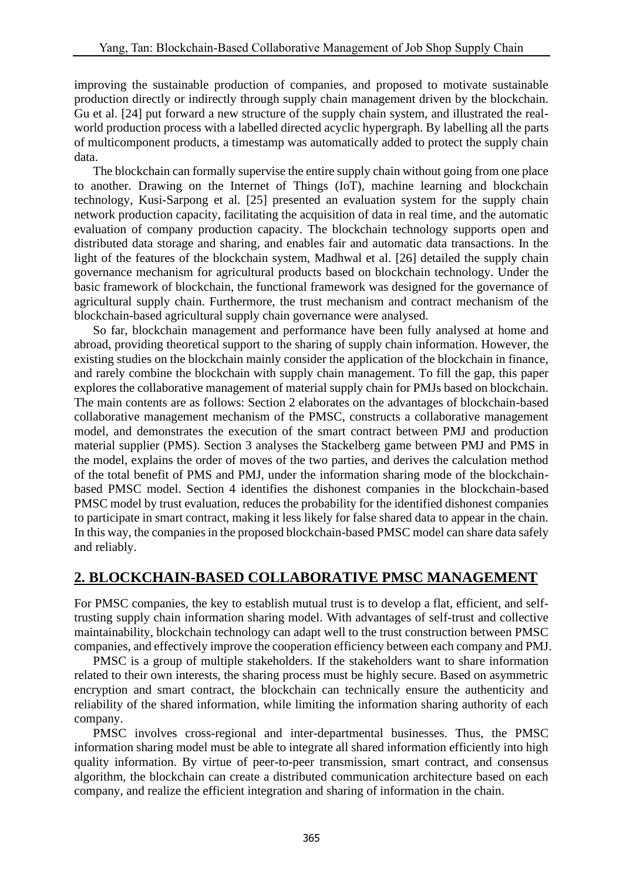improving the sustainable production of companies, and proposed to motivate sustainable production directly or indirectly through supply chain management driven by the blockchain. Gu et al. [24] put forward a new structure of the supply chain system, and illustrated the real-world production process with a labelled directed acyclic hypergraph. By labelling all the parts of multicomponent products, a timestamp was automatically added to protect the supply chain data.

The blockchain can formally supervise the entire supply chain without going from one place to another. Drawing on the Internet of Things (IoT), machine learning and blockchain technology, Kusi-Sarpong et al. [25] presented an evaluation system for the supply chain network production capacity, facilitating the acquisition of data in real time, and the automatic evaluation of company production capacity. The blockchain technology supports open and distributed data storage and sharing, and enables fair and automatic data transactions. In the light of the features of the blockchain system, Madhwal et al. [26] detailed the supply chain governance mechanism for agricultural products based on blockchain technology. Under the basic framework of blockchain, the functional framework was designed for the governance of agricultural supply chain. Furthermore, the trust mechanism and contract mechanism of the blockchain-based agricultural supply chain governance were analysed.

So far, blockchain management and performance have been fully analysed at home and abroad, providing theoretical support to the sharing of supply chain information. However, the existing studies on the blockchain mainly consider the application of the blockchain in finance, and rarely combine the blockchain with supply chain management. To fill the gap, this paper explores the collaborative management of material supply chain for PMJs based on blockchain. The main contents are as follows: Section 2 elaborates on the advantages of blockchain-based collaborative management mechanism of the PMSC, constructs a collaborative management model, and demonstrates the execution of the smart contract between PMJ and production material supplier (PMS). Section 3 analyses the Stackelberg game between PMJ and PMS in the model, explains the order of moves of the two parties, and derives the calculation method of the total benefit of PMS and PMJ, under the information sharing mode of the blockchain-based PMSC model. Section 4 identifies the dishonest companies in the blockchain-based PMSC model by trust evaluation, reduces the probability for the identified dishonest companies to participate in smart contract, making it less likely for false shared data to appear in the chain. In this way, the companies in the proposed blockchain-based PMSC model can share data safely and reliably.

## 2. BLOCKCHAIN-BASED COLLABORATIVE PMSC MANAGEMENT

For PMSC companies, the key to establish mutual trust is to develop a flat, efficient, and self-trusting supply chain information sharing model. With advantages of self-trust and collective maintainability, blockchain technology can adapt well to the trust construction between PMSC companies, and effectively improve the cooperation efficiency between each company and PMJ.

PMSC is a group of multiple stakeholders. If the stakeholders want to share information related to their own interests, the sharing process must be highly secure. Based on asymmetric encryption and smart contract, the blockchain can technically ensure the authenticity and reliability of the shared information, while limiting the information sharing authority of each company.

PMSC involves cross-regional and inter-departmental businesses. Thus, the PMSC information sharing model must be able to integrate all shared information efficiently into high quality information. By virtue of peer-to-peer transmission, smart contract, and consensus algorithm, the blockchain can create a distributed communication architecture based on each company, and realize the efficient integration and sharing of information in the chain.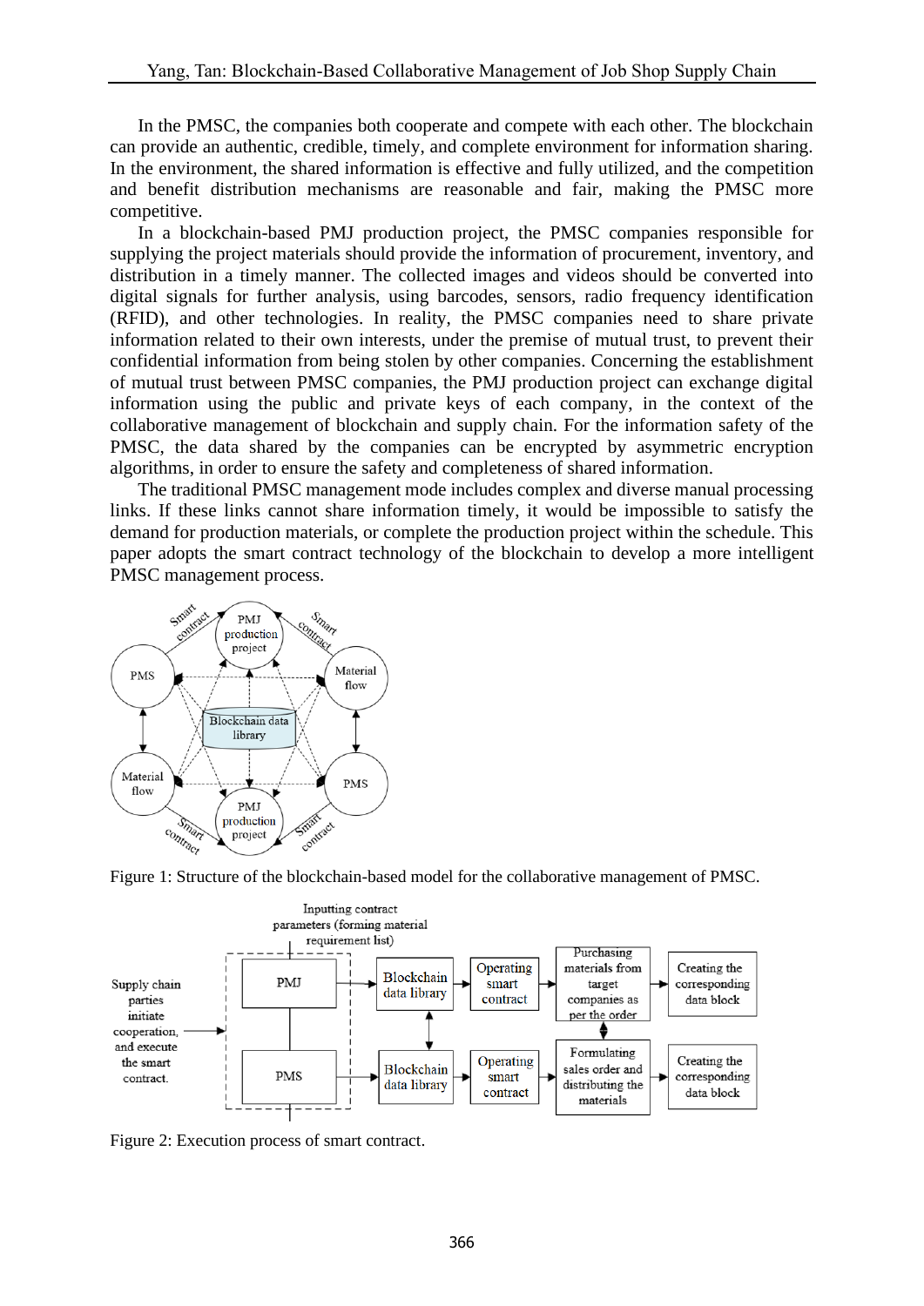In the PMSC, the companies both cooperate and compete with each other. The blockchain can provide an authentic, credible, timely, and complete environment for information sharing. In the environment, the shared information is effective and fully utilized, and the competition and benefit distribution mechanisms are reasonable and fair, making the PMSC more competitive.

In a blockchain-based PMJ production project, the PMSC companies responsible for supplying the project materials should provide the information of procurement, inventory, and distribution in a timely manner. The collected images and videos should be converted into digital signals for further analysis, using barcodes, sensors, radio frequency identification (RFID), and other technologies. In reality, the PMSC companies need to share private information related to their own interests, under the premise of mutual trust, to prevent their confidential information from being stolen by other companies. Concerning the establishment of mutual trust between PMSC companies, the PMJ production project can exchange digital information using the public and private keys of each company, in the context of the collaborative management of blockchain and supply chain. For the information safety of the PMSC, the data shared by the companies can be encrypted by asymmetric encryption algorithms, in order to ensure the safety and completeness of shared information.

The traditional PMSC management mode includes complex and diverse manual processing links. If these links cannot share information timely, it would be impossible to satisfy the demand for production materials, or complete the production project within the schedule. This paper adopts the smart contract technology of the blockchain to develop a more intelligent PMSC management process.

Figure 1: Structure of the blockchain-based model for the collaborative management of PMSC.

Figure 2: Execution process of smart contract.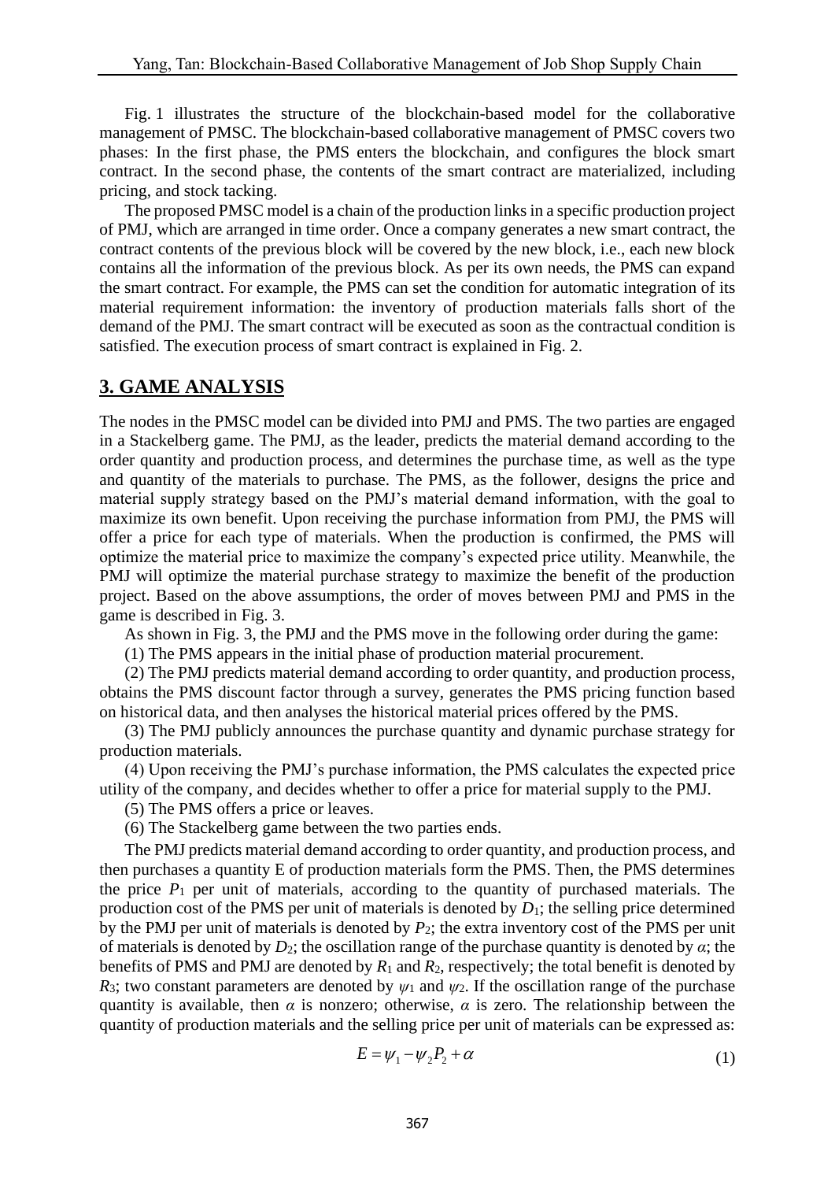Fig. 1 illustrates the structure of the blockchain-based model for the collaborative management of PMSC. The blockchain-based collaborative management of PMSC covers two phases: In the first phase, the PMS enters the blockchain, and configures the block smart contract. In the second phase, the contents of the smart contract are materialized, including pricing, and stock tacking.

The proposed PMSC model is a chain of the production links in a specific production project of PMJ, which are arranged in time order. Once a company generates a new smart contract, the contract contents of the previous block will be covered by the new block, i.e., each new block contains all the information of the previous block. As per its own needs, the PMS can expand the smart contract. For example, the PMS can set the condition for automatic integration of its material requirement information: the inventory of production materials falls short of the demand of the PMJ. The smart contract will be executed as soon as the contractual condition is satisfied. The execution process of smart contract is explained in Fig. 2.

## 3. GAME ANALYSIS

The nodes in the PMSC model can be divided into PMJ and PMS. The two parties are engaged in a Stackelberg game. The PMJ, as the leader, predicts the material demand according to the order quantity and production process, and determines the purchase time, as well as the type and quantity of the materials to purchase. The PMS, as the follower, designs the price and material supply strategy based on the PMJ's material demand information, with the goal to maximize its own benefit. Upon receiving the purchase information from PMJ, the PMS will offer a price for each type of materials. When the production is confirmed, the PMS will optimize the material price to maximize the company's expected price utility. Meanwhile, the PMJ will optimize the material purchase strategy to maximize the benefit of the production project. Based on the above assumptions, the order of moves between PMJ and PMS in the game is described in Fig. 3.

As shown in Fig. 3, the PMJ and the PMS move in the following order during the game:

(1) The PMS appears in the initial phase of production material procurement.

(2) The PMJ predicts material demand according to order quantity, and production process, obtains the PMS discount factor through a survey, generates the PMS pricing function based on historical data, and then analyses the historical material prices offered by the PMS.

(3) The PMJ publicly announces the purchase quantity and dynamic purchase strategy for production materials.

(4) Upon receiving the PMJ's purchase information, the PMS calculates the expected price utility of the company, and decides whether to offer a price for material supply to the PMJ.

(5) The PMS offers a price or leaves.

(6) The Stackelberg game between the two parties ends.

The PMJ predicts material demand according to order quantity, and production process, and then purchases a quantity E of production materials form the PMS. Then, the PMS determines the price $P_1$ per unit of materials, according to the quantity of purchased materials. The production cost of the PMS per unit of materials is denoted by $D_1$; the selling price determined by the PMJ per unit of materials is denoted by $P_2$; the extra inventory cost of the PMS per unit of materials is denoted by $D_2$; the oscillation range of the purchase quantity is denoted by $\alpha$; the benefits of PMS and PMJ are denoted by $R_1$ and $R_2$, respectively; the total benefit is denoted by $R_3$; two constant parameters are denoted by $\psi_1$ and $\psi_2$. If the oscillation range of the purchase quantity is available, then $\alpha$ is nonzero; otherwise, $\alpha$ is zero. The relationship between the quantity of production materials and the selling price per unit of materials can be expressed as:

$$E = \psi_1 - \psi_2 P_2 + \alpha \tag{1}$$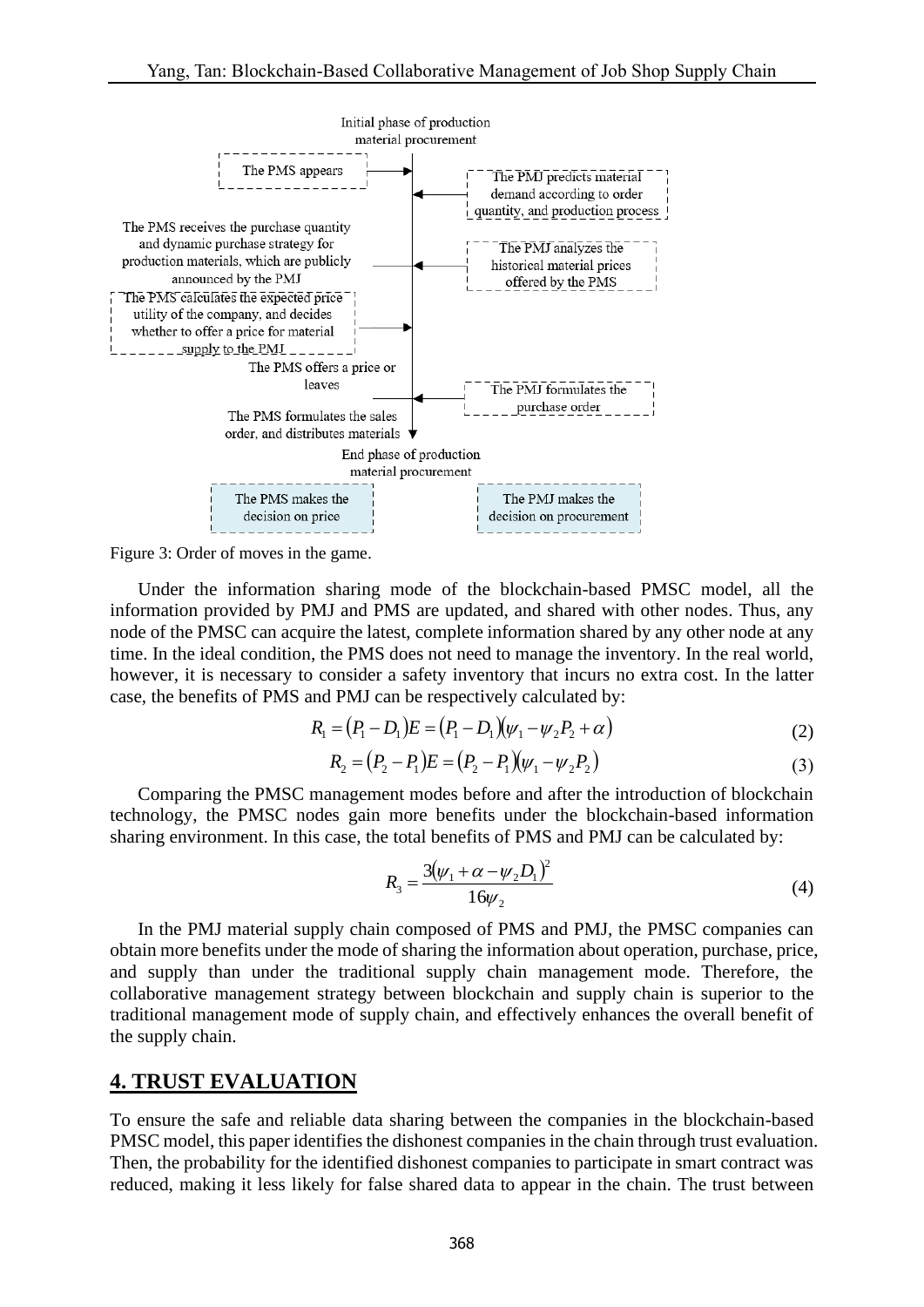Initial phase of production material procurement

The PMS appears

The PMJ predicts material demand according to order quantity, and production process

The PMS receives the purchase quantity and dynamic purchase strategy for production materials, which are publicly announced by the PMJ

The PMJ analyzes the historical material prices offered by the PMS

The PMS calculates the expected price utility of the company, and decides whether to offer a price for material supply to the PMJ

The PMS offers a price or leaves

The PMJ formulates the purchase order

The PMS formulates the sales order, and distributes materials

End phase of production material procurement

The PMS makes the decision on price

The PMJ makes the decision on procurement

Figure 3: Order of moves in the game.

Under the information sharing mode of the blockchain-based PMSC model, all the information provided by PMJ and PMS are updated, and shared with other nodes. Thus, any node of the PMSC can acquire the latest, complete information shared by any other node at any time. In the ideal condition, the PMS does not need to manage the inventory. In the real world, however, it is necessary to consider a safety inventory that incurs no extra cost. In the latter case, the benefits of PMS and PMJ can be respectively calculated by:

$$R_1 = (P_1 - D_1)E = (P_1 - D_1)(\psi_1 - \psi_2 P_2 + \alpha) \tag{2}$$

$$R_2 = (P_2 - P_1)E = (P_2 - P_1)(\psi_1 - \psi_2 P_2) \tag{3}$$

Comparing the PMSC management modes before and after the introduction of blockchain technology, the PMSC nodes gain more benefits under the blockchain-based information sharing environment. In this case, the total benefits of PMS and PMJ can be calculated by:

$$R_3 = \frac{3(\psi_1 + \alpha - \psi_2 D_1)^2}{16\psi_2} \tag{4}$$

In the PMJ material supply chain composed of PMS and PMJ, the PMSC companies can obtain more benefits under the mode of sharing the information about operation, purchase, price, and supply than under the traditional supply chain management mode. Therefore, the collaborative management strategy between blockchain and supply chain is superior to the traditional management mode of supply chain, and effectively enhances the overall benefit of the supply chain.

## 4. TRUST EVALUATION

To ensure the safe and reliable data sharing between the companies in the blockchain-based PMSC model, this paper identifies the dishonest companies in the chain through trust evaluation. Then, the probability for the identified dishonest companies to participate in smart contract was reduced, making it less likely for false shared data to appear in the chain. The trust between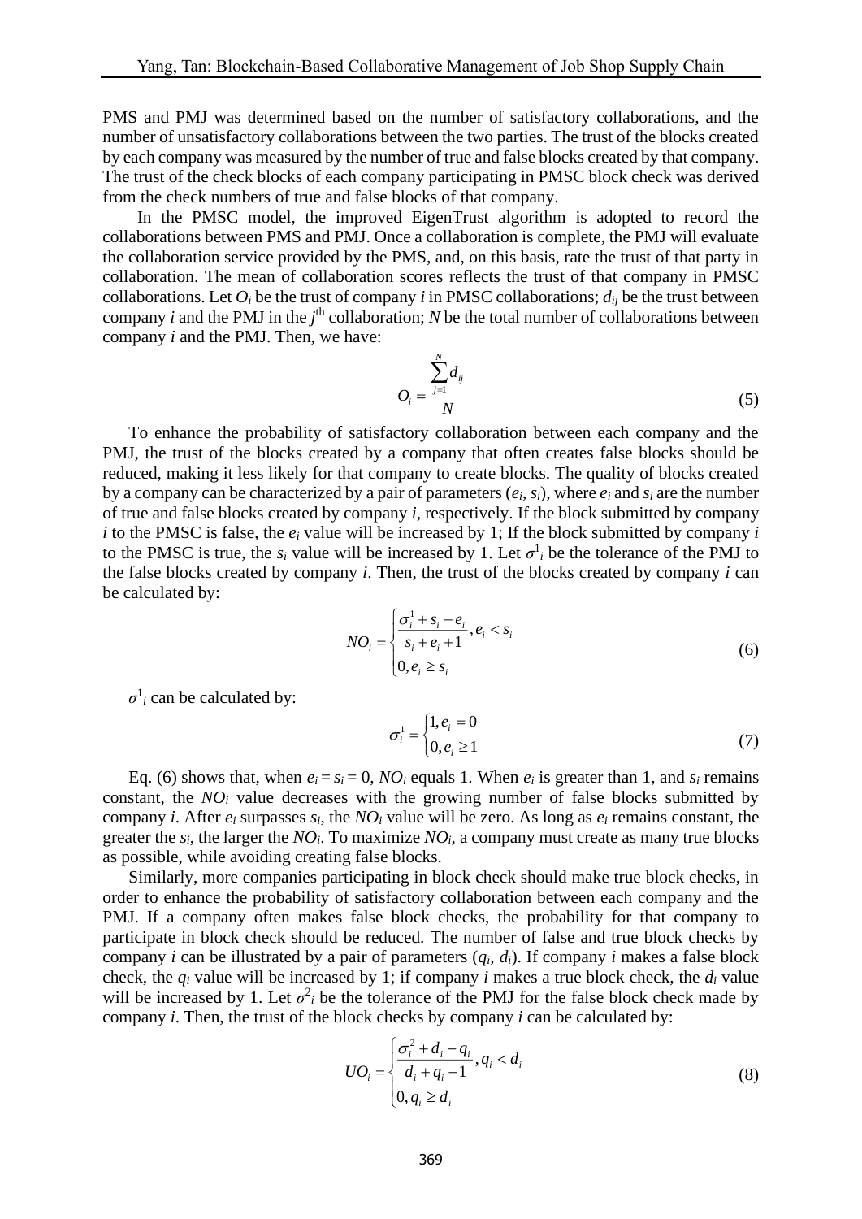PMS and PMJ was determined based on the number of satisfactory collaborations, and the number of unsatisfactory collaborations between the two parties. The trust of the blocks created by each company was measured by the number of true and false blocks created by that company. The trust of the check blocks of each company participating in PMSC block check was derived from the check numbers of true and false blocks of that company.

In the PMSC model, the improved EigenTrust algorithm is adopted to record the collaborations between PMS and PMJ. Once a collaboration is complete, the PMJ will evaluate the collaboration service provided by the PMS, and, on this basis, rate the trust of that party in collaboration. The mean of collaboration scores reflects the trust of that company in PMSC collaborations. Let $O_i$ be the trust of company *i* in PMSC collaborations; $d_{ij}$ be the trust between company *i* and the PMJ in the $j^{\text{th}}$ collaboration; *N* be the total number of collaborations between company *i* and the PMJ. Then, we have:

$$O_i = \frac{\sum_{j=1}^{N} d_{ij}}{N} \tag{5}$$

To enhance the probability of satisfactory collaboration between each company and the PMJ, the trust of the blocks created by a company that often creates false blocks should be reduced, making it less likely for that company to create blocks. The quality of blocks created by a company can be characterized by a pair of parameters ($e_i$, $s_i$), where $e_i$ and $s_i$ are the number of true and false blocks created by company *i*, respectively. If the block submitted by company *i* to the PMSC is false, the $e_i$ value will be increased by 1; If the block submitted by company *i* to the PMSC is true, the $s_i$ value will be increased by 1. Let $\sigma^1_i$ be the tolerance of the PMJ to the false blocks created by company *i*. Then, the trust of the blocks created by company *i* can be calculated by:

$$NO_i = \begin{cases} \dfrac{\sigma_i^1 + s_i - e_i}{s_i + e_i + 1}, e_i < s_i \\ 0, e_i \geq s_i \end{cases} \tag{6}$$

$\sigma^1_i$ can be calculated by:

$$\sigma_i^1 = \begin{cases} 1, e_i = 0 \\ 0, e_i \geq 1 \end{cases} \tag{7}$$

Eq. (6) shows that, when $e_i = s_i = 0$, $NO_i$ equals 1. When $e_i$ is greater than 1, and $s_i$ remains constant, the $NO_i$ value decreases with the growing number of false blocks submitted by company *i*. After $e_i$ surpasses $s_i$, the $NO_i$ value will be zero. As long as $e_i$ remains constant, the greater the $s_i$, the larger the $NO_i$. To maximize $NO_i$, a company must create as many true blocks as possible, while avoiding creating false blocks.

Similarly, more companies participating in block check should make true block checks, in order to enhance the probability of satisfactory collaboration between each company and the PMJ. If a company often makes false block checks, the probability for that company to participate in block check should be reduced. The number of false and true block checks by company *i* can be illustrated by a pair of parameters ($q_i$, $d_i$). If company *i* makes a false block check, the $q_i$ value will be increased by 1; if company *i* makes a true block check, the $d_i$ value will be increased by 1. Let $\sigma^2_i$ be the tolerance of the PMJ for the false block check made by company *i*. Then, the trust of the block checks by company *i* can be calculated by:

$$UO_i = \begin{cases} \dfrac{\sigma_i^2 + d_i - q_i}{d_i + q_i + 1}, q_i < d_i \\ 0, q_i \geq d_i \end{cases} \tag{8}$$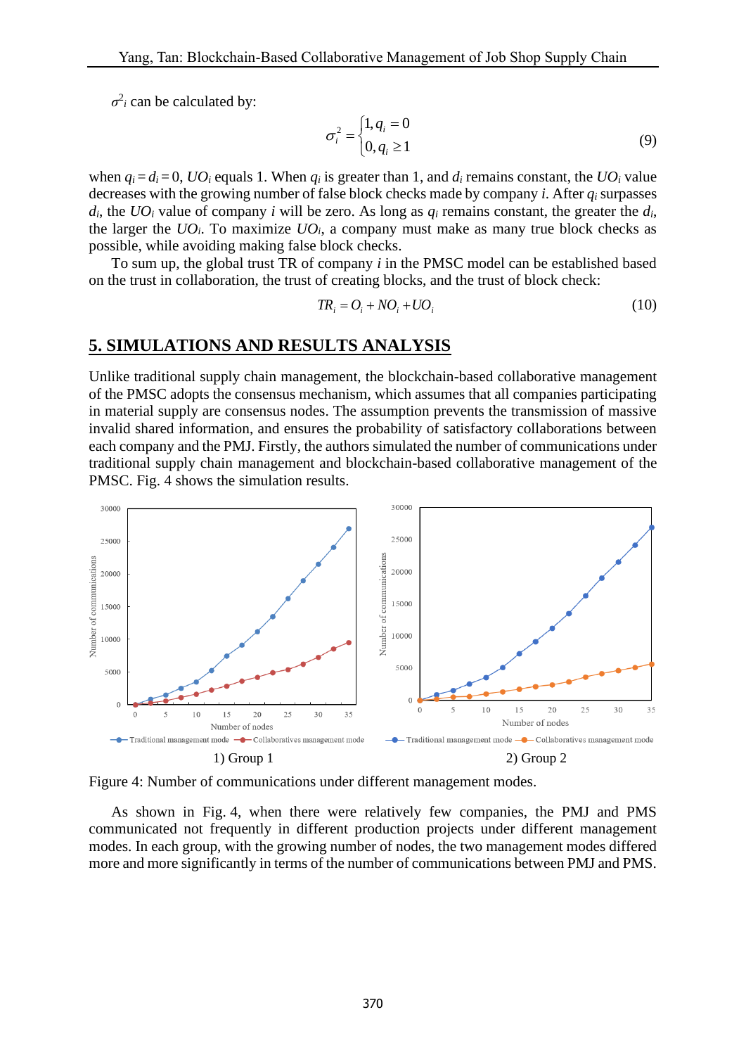$\sigma^2_i$ can be calculated by:

$$\sigma_i^2 = \begin{cases} 1, q_i = 0 \\ 0, q_i \geq 1 \end{cases} \tag{9}$$

when $q_i = d_i = 0$, $UO_i$ equals 1. When $q_i$ is greater than 1, and $d_i$ remains constant, the $UO_i$ value decreases with the growing number of false block checks made by company $i$. After $q_i$ surpasses $d_i$, the $UO_i$ value of company $i$ will be zero. As long as $q_i$ remains constant, the greater the $d_i$, the larger the $UO_i$. To maximize $UO_i$, a company must make as many true block checks as possible, while avoiding making false block checks.

To sum up, the global trust TR of company $i$ in the PMSC model can be established based on the trust in collaboration, the trust of creating blocks, and the trust of block check:

$$TR_i = O_i + NO_i + UO_i \tag{10}$$

## 5. SIMULATIONS AND RESULTS ANALYSIS

Unlike traditional supply chain management, the blockchain-based collaborative management of the PMSC adopts the consensus mechanism, which assumes that all companies participating in material supply are consensus nodes. The assumption prevents the transmission of massive invalid shared information, and ensures the probability of satisfactory collaborations between each company and the PMJ. Firstly, the authors simulated the number of communications under traditional supply chain management and blockchain-based collaborative management of the PMSC. Fig. 4 shows the simulation results.

1) Group 1 &nbsp;&nbsp;&nbsp;&nbsp; 2) Group 2

Figure 4: Number of communications under different management modes.

As shown in Fig. 4, when there were relatively few companies, the PMJ and PMS communicated not frequently in different production projects under different management modes. In each group, with the growing number of nodes, the two management modes differed more and more significantly in terms of the number of communications between PMJ and PMS.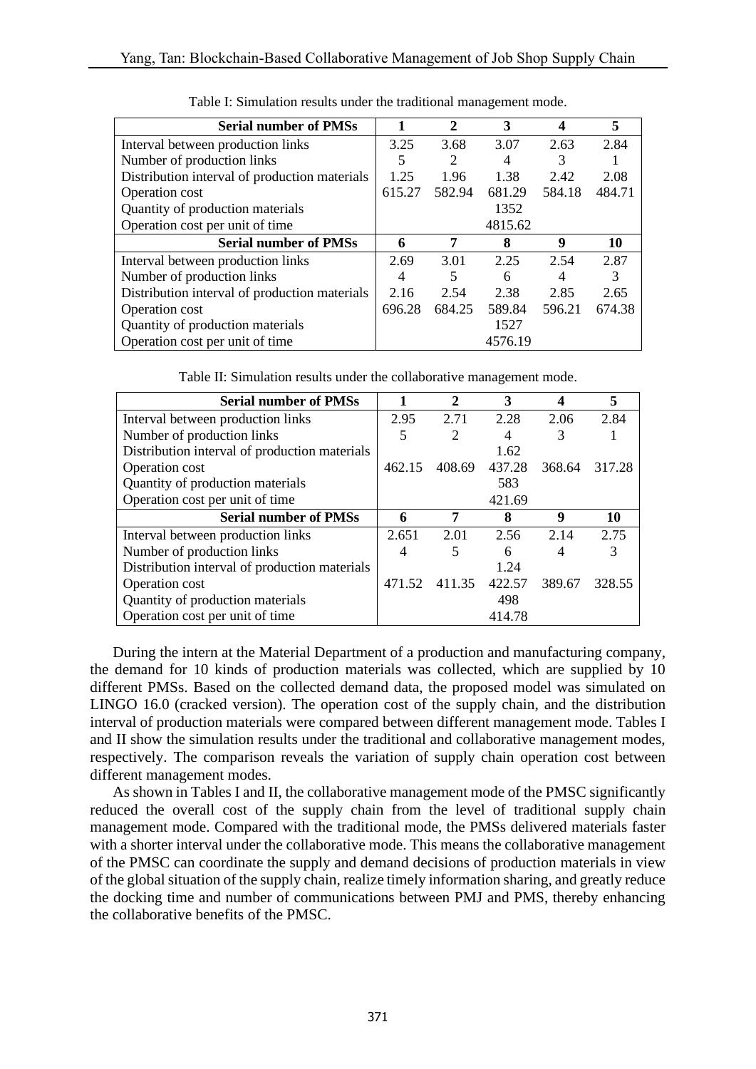Table I: Simulation results under the traditional management mode.

| Serial number of PMSs | 1 | 2 | 3 | 4 | 5 |
|---|---|---|---|---|---|
| Interval between production links | 3.25 | 3.68 | 3.07 | 2.63 | 2.84 |
| Number of production links | 5 | 2 | 4 | 3 | 1 |
| Distribution interval of production materials | 1.25 | 1.96 | 1.38 | 2.42 | 2.08 |
| Operation cost | 615.27 | 582.94 | 681.29 | 584.18 | 484.71 |
| Quantity of production materials | | | 1352 | | |
| Operation cost per unit of time | | | 4815.62 | | |
| **Serial number of PMSs** | **6** | **7** | **8** | **9** | **10** |
| Interval between production links | 2.69 | 3.01 | 2.25 | 2.54 | 2.87 |
| Number of production links | 4 | 5 | 6 | 4 | 3 |
| Distribution interval of production materials | 2.16 | 2.54 | 2.38 | 2.85 | 2.65 |
| Operation cost | 696.28 | 684.25 | 589.84 | 596.21 | 674.38 |
| Quantity of production materials | | | 1527 | | |
| Operation cost per unit of time | | | 4576.19 | | |

Table II: Simulation results under the collaborative management mode.

| Serial number of PMSs | 1 | 2 | 3 | 4 | 5 |
|---|---|---|---|---|---|
| Interval between production links | 2.95 | 2.71 | 2.28 | 2.06 | 2.84 |
| Number of production links | 5 | 2 | 4 | 3 | 1 |
| Distribution interval of production materials | | | 1.62 | | |
| Operation cost | 462.15 | 408.69 | 437.28 | 368.64 | 317.28 |
| Quantity of production materials | | | 583 | | |
| Operation cost per unit of time | | | 421.69 | | |
| **Serial number of PMSs** | **6** | **7** | **8** | **9** | **10** |
| Interval between production links | 2.651 | 2.01 | 2.56 | 2.14 | 2.75 |
| Number of production links | 4 | 5 | 6 | 4 | 3 |
| Distribution interval of production materials | | | 1.24 | | |
| Operation cost | 471.52 | 411.35 | 422.57 | 389.67 | 328.55 |
| Quantity of production materials | | | 498 | | |
| Operation cost per unit of time | | | 414.78 | | |

During the intern at the Material Department of a production and manufacturing company, the demand for 10 kinds of production materials was collected, which are supplied by 10 different PMSs. Based on the collected demand data, the proposed model was simulated on LINGO 16.0 (cracked version). The operation cost of the supply chain, and the distribution interval of production materials were compared between different management mode. Tables I and II show the simulation results under the traditional and collaborative management modes, respectively. The comparison reveals the variation of supply chain operation cost between different management modes.

As shown in Tables I and II, the collaborative management mode of the PMSC significantly reduced the overall cost of the supply chain from the level of traditional supply chain management mode. Compared with the traditional mode, the PMSs delivered materials faster with a shorter interval under the collaborative mode. This means the collaborative management of the PMSC can coordinate the supply and demand decisions of production materials in view of the global situation of the supply chain, realize timely information sharing, and greatly reduce the docking time and number of communications between PMJ and PMS, thereby enhancing the collaborative benefits of the PMSC.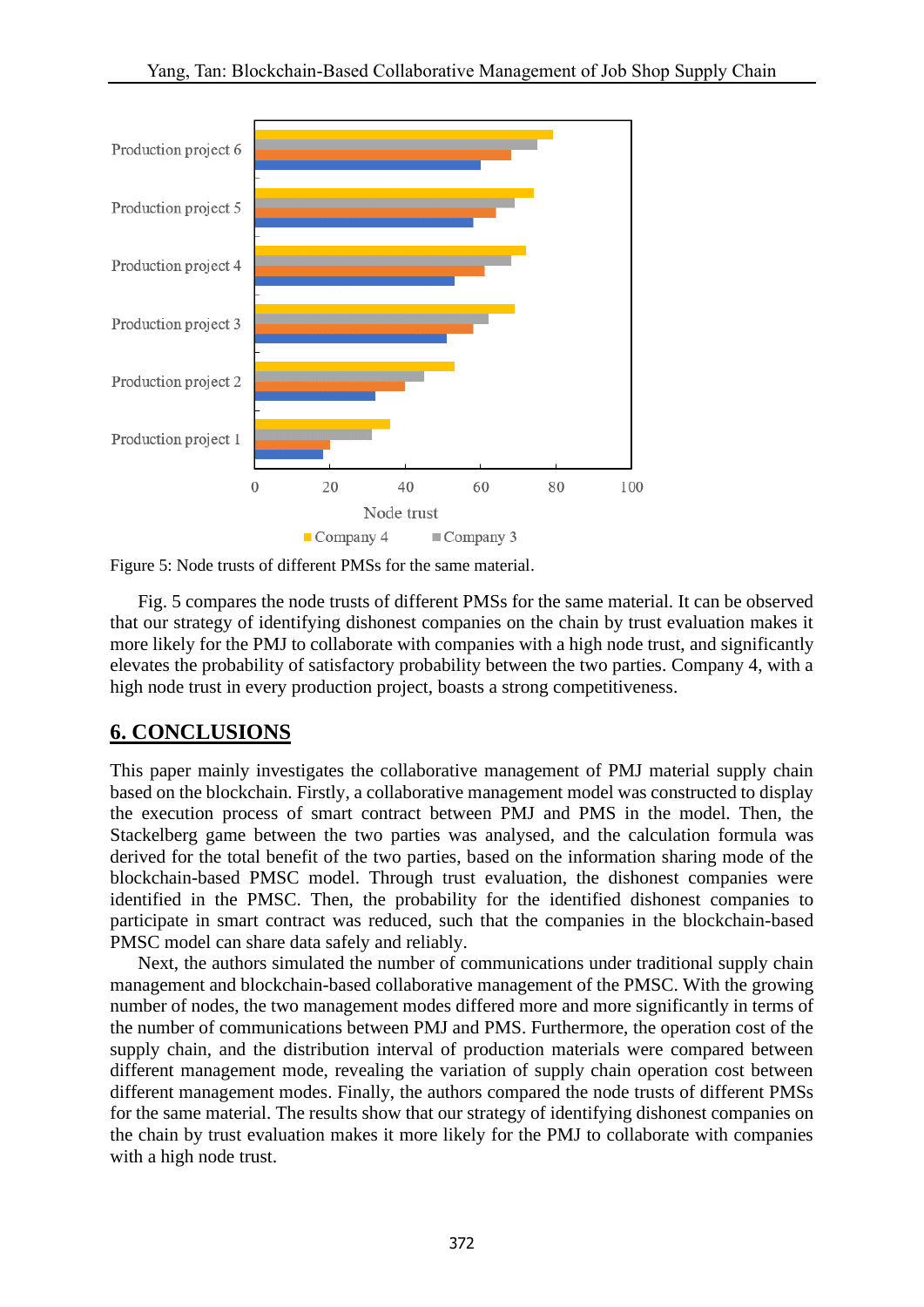Figure 5: Node trusts of different PMSs for the same material.

Fig. 5 compares the node trusts of different PMSs for the same material. It can be observed that our strategy of identifying dishonest companies on the chain by trust evaluation makes it more likely for the PMJ to collaborate with companies with a high node trust, and significantly elevates the probability of satisfactory probability between the two parties. Company 4, with a high node trust in every production project, boasts a strong competitiveness.

## 6. CONCLUSIONS

This paper mainly investigates the collaborative management of PMJ material supply chain based on the blockchain. Firstly, a collaborative management model was constructed to display the execution process of smart contract between PMJ and PMS in the model. Then, the Stackelberg game between the two parties was analysed, and the calculation formula was derived for the total benefit of the two parties, based on the information sharing mode of the blockchain-based PMSC model. Through trust evaluation, the dishonest companies were identified in the PMSC. Then, the probability for the identified dishonest companies to participate in smart contract was reduced, such that the companies in the blockchain-based PMSC model can share data safely and reliably.

Next, the authors simulated the number of communications under traditional supply chain management and blockchain-based collaborative management of the PMSC. With the growing number of nodes, the two management modes differed more and more significantly in terms of the number of communications between PMJ and PMS. Furthermore, the operation cost of the supply chain, and the distribution interval of production materials were compared between different management mode, revealing the variation of supply chain operation cost between different management modes. Finally, the authors compared the node trusts of different PMSs for the same material. The results show that our strategy of identifying dishonest companies on the chain by trust evaluation makes it more likely for the PMJ to collaborate with companies with a high node trust.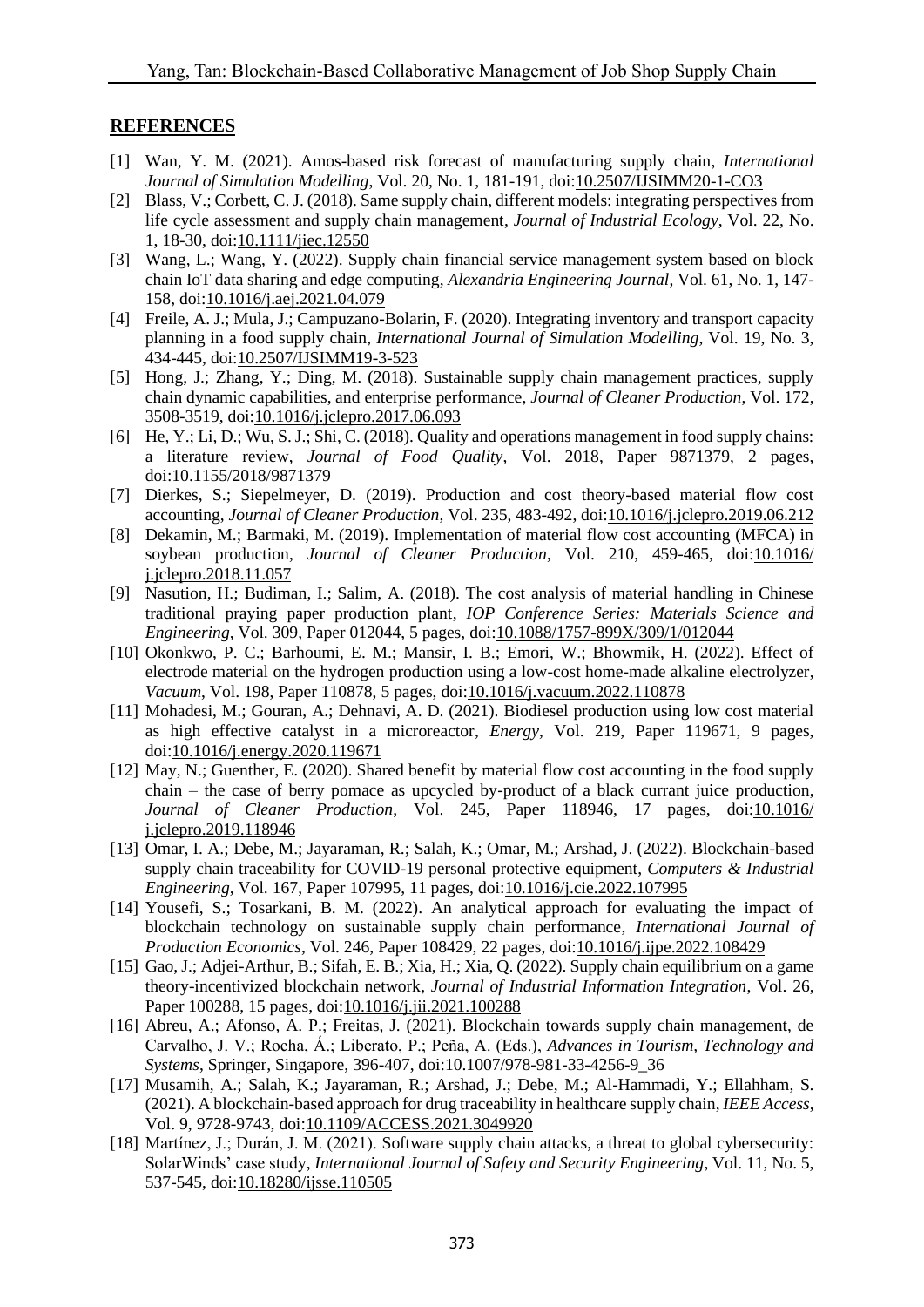## REFERENCES

[1] Wan, Y. M. (2021). Amos-based risk forecast of manufacturing supply chain, *International Journal of Simulation Modelling*, Vol. 20, No. 1, 181-191, doi:10.2507/IJSIMM20-1-CO3

[2] Blass, V.; Corbett, C. J. (2018). Same supply chain, different models: integrating perspectives from life cycle assessment and supply chain management, *Journal of Industrial Ecology*, Vol. 22, No. 1, 18-30, doi:10.1111/jiec.12550

[3] Wang, L.; Wang, Y. (2022). Supply chain financial service management system based on block chain IoT data sharing and edge computing, *Alexandria Engineering Journal*, Vol. 61, No. 1, 147-158, doi:10.1016/j.aej.2021.04.079

[4] Freile, A. J.; Mula, J.; Campuzano-Bolarin, F. (2020). Integrating inventory and transport capacity planning in a food supply chain, *International Journal of Simulation Modelling*, Vol. 19, No. 3, 434-445, doi:10.2507/IJSIMM19-3-523

[5] Hong, J.; Zhang, Y.; Ding, M. (2018). Sustainable supply chain management practices, supply chain dynamic capabilities, and enterprise performance, *Journal of Cleaner Production*, Vol. 172, 3508-3519, doi:10.1016/j.jclepro.2017.06.093

[6] He, Y.; Li, D.; Wu, S. J.; Shi, C. (2018). Quality and operations management in food supply chains: a literature review, *Journal of Food Quality*, Vol. 2018, Paper 9871379, 2 pages, doi:10.1155/2018/9871379

[7] Dierkes, S.; Siepelmeyer, D. (2019). Production and cost theory-based material flow cost accounting, *Journal of Cleaner Production*, Vol. 235, 483-492, doi:10.1016/j.jclepro.2019.06.212

[8] Dekamin, M.; Barmaki, M. (2019). Implementation of material flow cost accounting (MFCA) in soybean production, *Journal of Cleaner Production*, Vol. 210, 459-465, doi:10.1016/j.jclepro.2018.11.057

[9] Nasution, H.; Budiman, I.; Salim, A. (2018). The cost analysis of material handling in Chinese traditional praying paper production plant, *IOP Conference Series: Materials Science and Engineering*, Vol. 309, Paper 012044, 5 pages, doi:10.1088/1757-899X/309/1/012044

[10] Okonkwo, P. C.; Barhoumi, E. M.; Mansir, I. B.; Emori, W.; Bhowmik, H. (2022). Effect of electrode material on the hydrogen production using a low-cost home-made alkaline electrolyzer, *Vacuum*, Vol. 198, Paper 110878, 5 pages, doi:10.1016/j.vacuum.2022.110878

[11] Mohadesi, M.; Gouran, A.; Dehnavi, A. D. (2021). Biodiesel production using low cost material as high effective catalyst in a microreactor, *Energy*, Vol. 219, Paper 119671, 9 pages, doi:10.1016/j.energy.2020.119671

[12] May, N.; Guenther, E. (2020). Shared benefit by material flow cost accounting in the food supply chain – the case of berry pomace as upcycled by-product of a black currant juice production, *Journal of Cleaner Production*, Vol. 245, Paper 118946, 17 pages, doi:10.1016/j.jclepro.2019.118946

[13] Omar, I. A.; Debe, M.; Jayaraman, R.; Salah, K.; Omar, M.; Arshad, J. (2022). Blockchain-based supply chain traceability for COVID-19 personal protective equipment, *Computers & Industrial Engineering*, Vol. 167, Paper 107995, 11 pages, doi:10.1016/j.cie.2022.107995

[14] Yousefi, S.; Tosarkani, B. M. (2022). An analytical approach for evaluating the impact of blockchain technology on sustainable supply chain performance, *International Journal of Production Economics*, Vol. 246, Paper 108429, 22 pages, doi:10.1016/j.ijpe.2022.108429

[15] Gao, J.; Adjei-Arthur, B.; Sifah, E. B.; Xia, H.; Xia, Q. (2022). Supply chain equilibrium on a game theory-incentivized blockchain network, *Journal of Industrial Information Integration*, Vol. 26, Paper 100288, 15 pages, doi:10.1016/j.jii.2021.100288

[16] Abreu, A.; Afonso, A. P.; Freitas, J. (2021). Blockchain towards supply chain management, de Carvalho, J. V.; Rocha, Á.; Liberato, P.; Peña, A. (Eds.), *Advances in Tourism, Technology and Systems*, Springer, Singapore, 396-407, doi:10.1007/978-981-33-4256-9_36

[17] Musamih, A.; Salah, K.; Jayaraman, R.; Arshad, J.; Debe, M.; Al-Hammadi, Y.; Ellahham, S. (2021). A blockchain-based approach for drug traceability in healthcare supply chain, *IEEE Access*, Vol. 9, 9728-9743, doi:10.1109/ACCESS.2021.3049920

[18] Martínez, J.; Durán, J. M. (2021). Software supply chain attacks, a threat to global cybersecurity: SolarWinds' case study, *International Journal of Safety and Security Engineering*, Vol. 11, No. 5, 537-545, doi:10.18280/ijsse.110505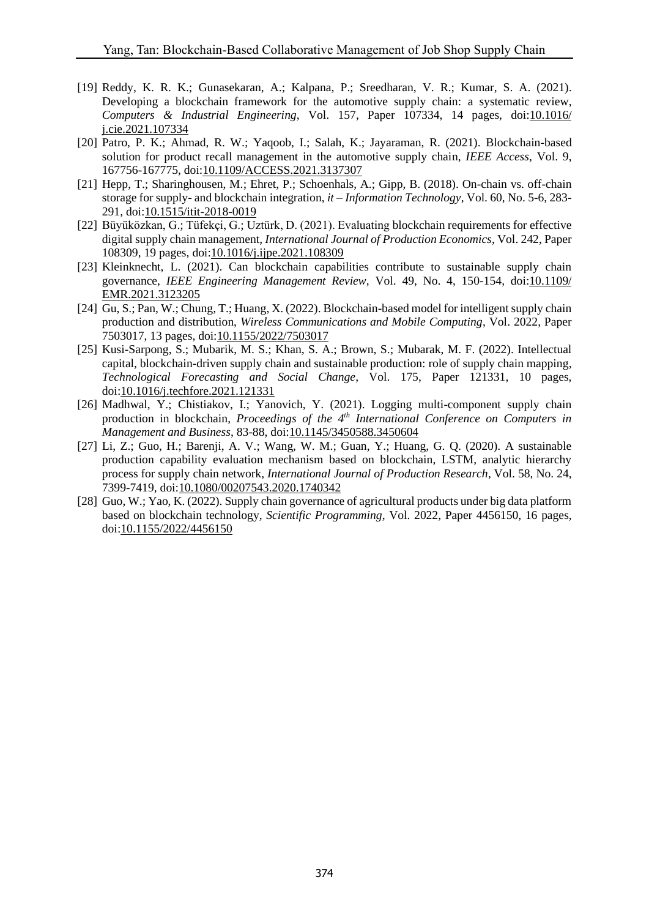[19] Reddy, K. R. K.; Gunasekaran, A.; Kalpana, P.; Sreedharan, V. R.; Kumar, S. A. (2021). Developing a blockchain framework for the automotive supply chain: a systematic review, *Computers & Industrial Engineering*, Vol. 157, Paper 107334, 14 pages, doi:10.1016/j.cie.2021.107334

[20] Patro, P. K.; Ahmad, R. W.; Yaqoob, I.; Salah, K.; Jayaraman, R. (2021). Blockchain-based solution for product recall management in the automotive supply chain, *IEEE Access*, Vol. 9, 167756-167775, doi:10.1109/ACCESS.2021.3137307

[21] Hepp, T.; Sharinghousen, M.; Ehret, P.; Schoenhals, A.; Gipp, B. (2018). On-chain vs. off-chain storage for supply- and blockchain integration, *it – Information Technology*, Vol. 60, No. 5-6, 283-291, doi:10.1515/itit-2018-0019

[22] Büyüközkan, G.; Tüfekçi, G.; Uztürk, D. (2021). Evaluating blockchain requirements for effective digital supply chain management, *International Journal of Production Economics*, Vol. 242, Paper 108309, 19 pages, doi:10.1016/j.ijpe.2021.108309

[23] Kleinknecht, L. (2021). Can blockchain capabilities contribute to sustainable supply chain governance, *IEEE Engineering Management Review*, Vol. 49, No. 4, 150-154, doi:10.1109/EMR.2021.3123205

[24] Gu, S.; Pan, W.; Chung, T.; Huang, X. (2022). Blockchain-based model for intelligent supply chain production and distribution, *Wireless Communications and Mobile Computing*, Vol. 2022, Paper 7503017, 13 pages, doi:10.1155/2022/7503017

[25] Kusi-Sarpong, S.; Mubarik, M. S.; Khan, S. A.; Brown, S.; Mubarak, M. F. (2022). Intellectual capital, blockchain-driven supply chain and sustainable production: role of supply chain mapping, *Technological Forecasting and Social Change*, Vol. 175, Paper 121331, 10 pages, doi:10.1016/j.techfore.2021.121331

[26] Madhwal, Y.; Chistiakov, I.; Yanovich, Y. (2021). Logging multi-component supply chain production in blockchain, *Proceedings of the 4th International Conference on Computers in Management and Business*, 83-88, doi:10.1145/3450588.3450604

[27] Li, Z.; Guo, H.; Barenji, A. V.; Wang, W. M.; Guan, Y.; Huang, G. Q. (2020). A sustainable production capability evaluation mechanism based on blockchain, LSTM, analytic hierarchy process for supply chain network, *International Journal of Production Research*, Vol. 58, No. 24, 7399-7419, doi:10.1080/00207543.2020.1740342

[28] Guo, W.; Yao, K. (2022). Supply chain governance of agricultural products under big data platform based on blockchain technology, *Scientific Programming*, Vol. 2022, Paper 4456150, 16 pages, doi:10.1155/2022/4456150